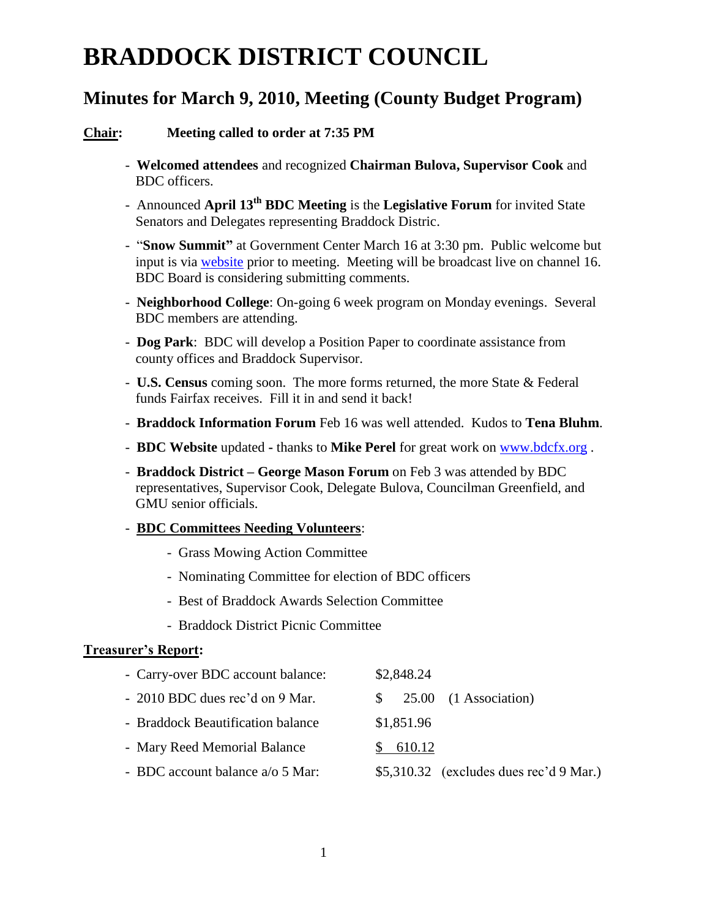# BRADDOCK DISTRICT COUNCIL

## Minutes for March 9, 2010, Meeting (County Budget Program)

**Chair:** **Meeting called to order at 7:35 PM**

- **Welcomed attendees** and recognized **Chairman Bulova, Supervisor Cook** and BDC officers.
- Announced **April 13th BDC Meeting** is the **Legislative Forum** for invited State Senators and Delegates representing Braddock Distric.
- "**Snow Summit"** at Government Center March 16 at 3:30 pm. Public welcome but input is via website prior to meeting. Meeting will be broadcast live on channel 16. BDC Board is considering submitting comments.
- **Neighborhood College**: On-going 6 week program on Monday evenings. Several BDC members are attending.
- **Dog Park**: BDC will develop a Position Paper to coordinate assistance from county offices and Braddock Supervisor.
- **U.S. Census** coming soon. The more forms returned, the more State & Federal funds Fairfax receives. Fill it in and send it back!
- **Braddock Information Forum** Feb 16 was well attended. Kudos to **Tena Bluhm**.
- **BDC Website** updated **-** thanks to **Mike Perel** for great work on www.bdcfx.org .
- **Braddock District – George Mason Forum** on Feb 3 was attended by BDC representatives, Supervisor Cook, Delegate Bulova, Councilman Greenfield, and GMU senior officials.
- **BDC Committees Needing Volunteers**:
  - Grass Mowing Action Committee
  - Nominating Committee for election of BDC officers
  - Best of Braddock Awards Selection Committee
  - Braddock District Picnic Committee

**Treasurer's Report:**

- Carry-over BDC account balance: $2,848.24
- 2010 BDC dues rec'd on 9 Mar. $ 25.00 (1 Association)
- Braddock Beautification balance $1,851.96
- Mary Reed Memorial Balance $ 610.12
- BDC account balance a/o 5 Mar: $5,310.32 (excludes dues rec'd 9 Mar.)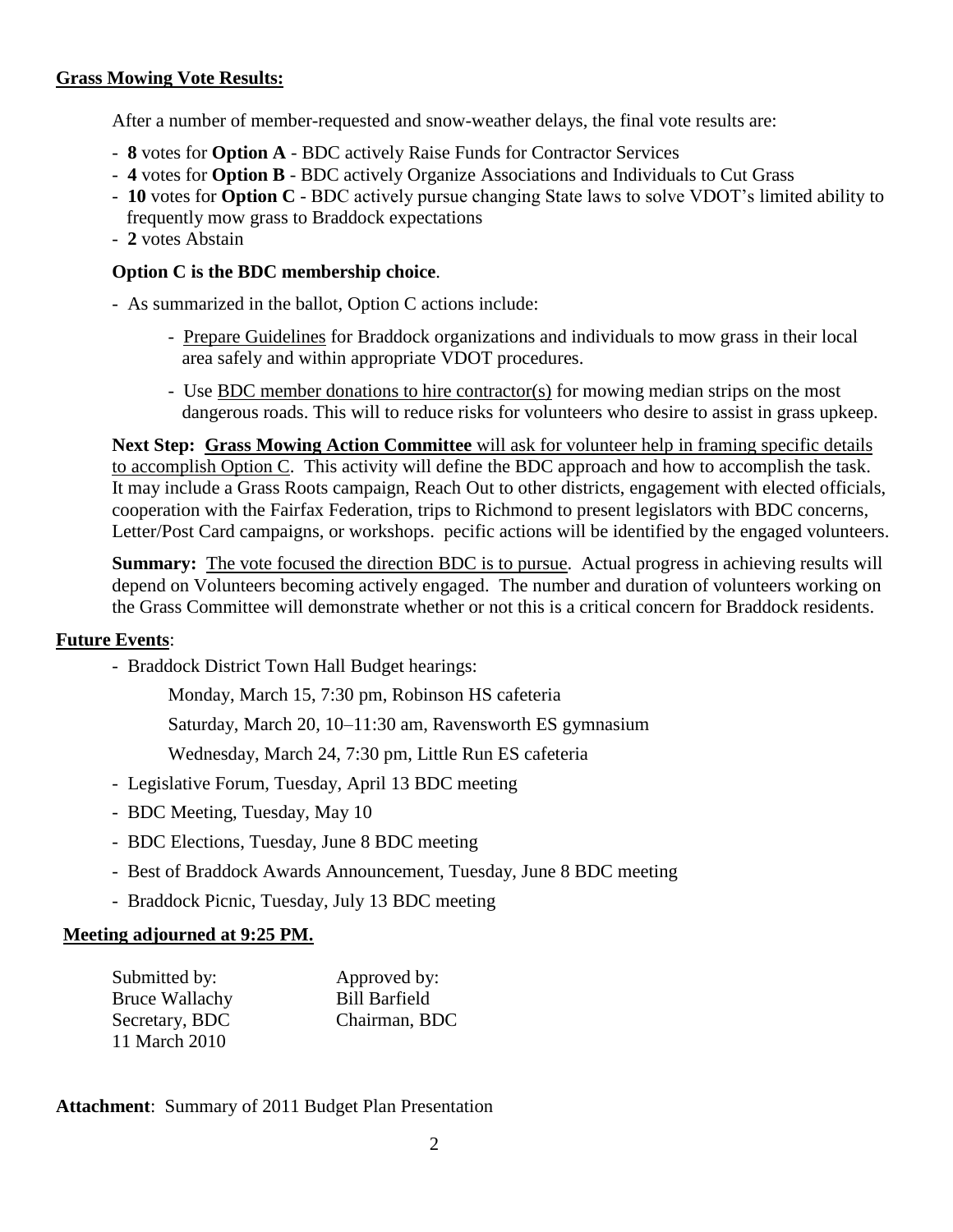**Grass Mowing Vote Results:**

After a number of member-requested and snow-weather delays, the final vote results are:

- **8** votes for **Option A** - BDC actively Raise Funds for Contractor Services
- **4** votes for **Option B** - BDC actively Organize Associations and Individuals to Cut Grass
- **10** votes for **Option C** - BDC actively pursue changing State laws to solve VDOT's limited ability to frequently mow grass to Braddock expectations
- **2** votes Abstain

**Option C is the BDC membership choice**.

- As summarized in the ballot, Option C actions include:
  - Prepare Guidelines for Braddock organizations and individuals to mow grass in their local area safely and within appropriate VDOT procedures.
  - Use BDC member donations to hire contractor(s) for mowing median strips on the most dangerous roads. This will to reduce risks for volunteers who desire to assist in grass upkeep.

**Next Step: Grass Mowing Action Committee** will ask for volunteer help in framing specific details to accomplish Option C. This activity will define the BDC approach and how to accomplish the task. It may include a Grass Roots campaign, Reach Out to other districts, engagement with elected officials, cooperation with the Fairfax Federation, trips to Richmond to present legislators with BDC concerns, Letter/Post Card campaigns, or workshops. pecific actions will be identified by the engaged volunteers.

**Summary:** The vote focused the direction BDC is to pursue. Actual progress in achieving results will depend on Volunteers becoming actively engaged. The number and duration of volunteers working on the Grass Committee will demonstrate whether or not this is a critical concern for Braddock residents.

**Future Events**:

- Braddock District Town Hall Budget hearings:

  Monday, March 15, 7:30 pm, Robinson HS cafeteria

  Saturday, March 20, 10–11:30 am, Ravensworth ES gymnasium

  Wednesday, March 24, 7:30 pm, Little Run ES cafeteria

- Legislative Forum, Tuesday, April 13 BDC meeting
- BDC Meeting, Tuesday, May 10
- BDC Elections, Tuesday, June 8 BDC meeting
- Best of Braddock Awards Announcement, Tuesday, June 8 BDC meeting
- Braddock Picnic, Tuesday, July 13 BDC meeting

**Meeting adjourned at 9:25 PM.**

Submitted by:
Bruce Wallachy
Secretary, BDC
11 March 2010

Approved by:
Bill Barfield
Chairman, BDC

**Attachment**: Summary of 2011 Budget Plan Presentation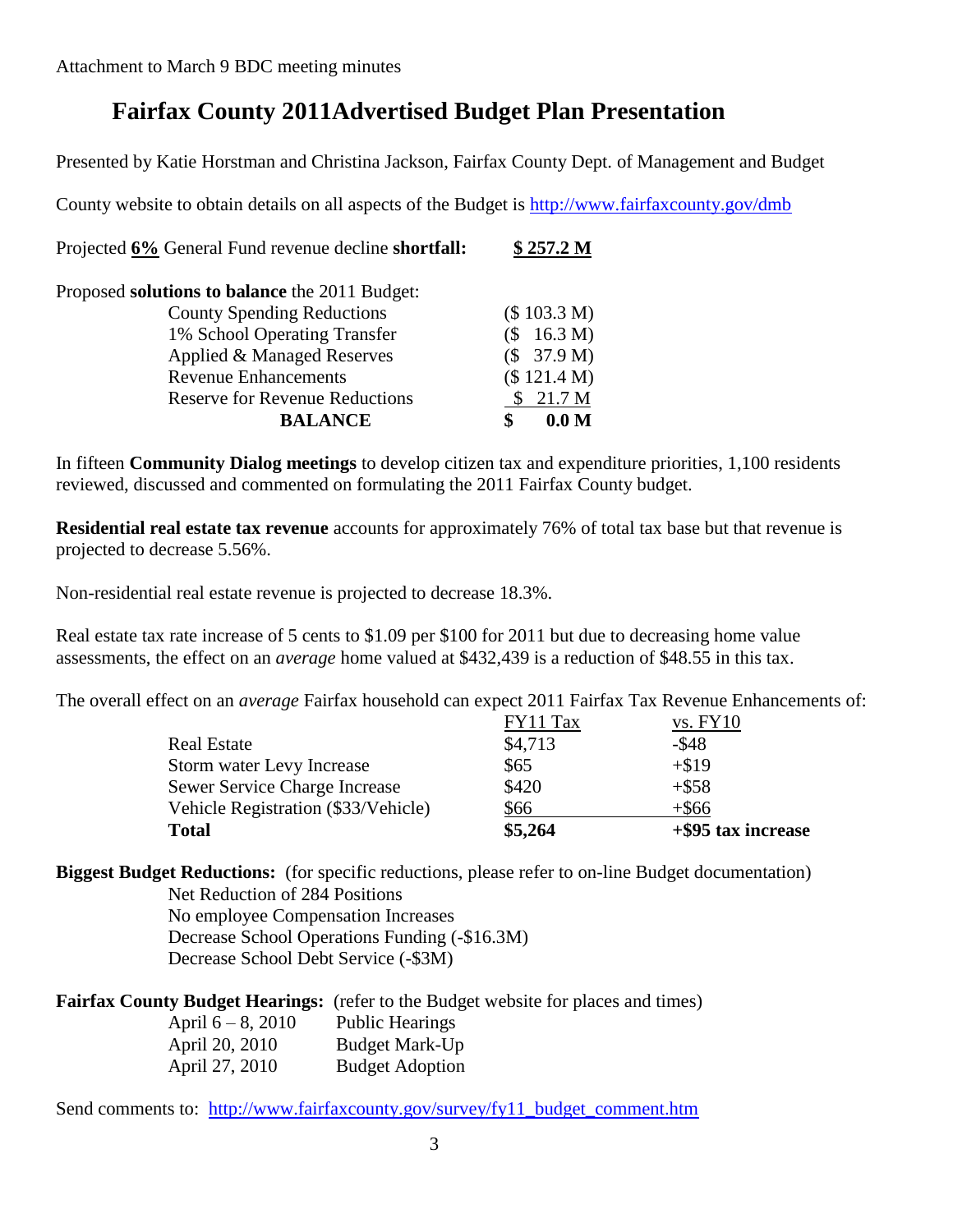Attachment to March 9 BDC meeting minutes

# Fairfax County 2011Advertised Budget Plan Presentation

Presented by Katie Horstman and Christina Jackson, Fairfax County Dept. of Management and Budget

County website to obtain details on all aspects of the Budget is http://www.fairfaxcounty.gov/dmb

Projected **6%** General Fund revenue decline **shortfall:** **$ 257.2 M**

Proposed **solutions to balance** the 2011 Budget:

| | |
|---|---|
| County Spending Reductions | ($ 103.3 M) |
| 1% School Operating Transfer | ($ 16.3 M) |
| Applied & Managed Reserves | ($ 37.9 M) |
| Revenue Enhancements | ($ 121.4 M) |
| Reserve for Revenue Reductions | $ 21.7 M |
| **BALANCE** | **$ 0.0 M** |

In fifteen **Community Dialog meetings** to develop citizen tax and expenditure priorities, 1,100 residents reviewed, discussed and commented on formulating the 2011 Fairfax County budget.

**Residential real estate tax revenue** accounts for approximately 76% of total tax base but that revenue is projected to decrease 5.56%.

Non-residential real estate revenue is projected to decrease 18.3%.

Real estate tax rate increase of 5 cents to $1.09 per $100 for 2011 but due to decreasing home value assessments, the effect on an *average* home valued at $432,439 is a reduction of $48.55 in this tax.

The overall effect on an *average* Fairfax household can expect 2011 Fairfax Tax Revenue Enhancements of:

| | FY11 Tax | vs. FY10 |
|---|---|---|
| Real Estate | $4,713 | -$48 |
| Storm water Levy Increase | $65 | +$19 |
| Sewer Service Charge Increase | $420 | +$58 |
| Vehicle Registration ($33/Vehicle) | $66 | +$66 |
| **Total** | **$5,264** | **+$95 tax increase** |

**Biggest Budget Reductions:** (for specific reductions, please refer to on-line Budget documentation)

- Net Reduction of 284 Positions
- No employee Compensation Increases
- Decrease School Operations Funding (-$16.3M)
- Decrease School Debt Service (-$3M)

**Fairfax County Budget Hearings:** (refer to the Budget website for places and times)

| | |
|---|---|
| April 6 – 8, 2010 | Public Hearings |
| April 20, 2010 | Budget Mark-Up |
| April 27, 2010 | Budget Adoption |

Send comments to: http://www.fairfaxcounty.gov/survey/fy11_budget_comment.htm